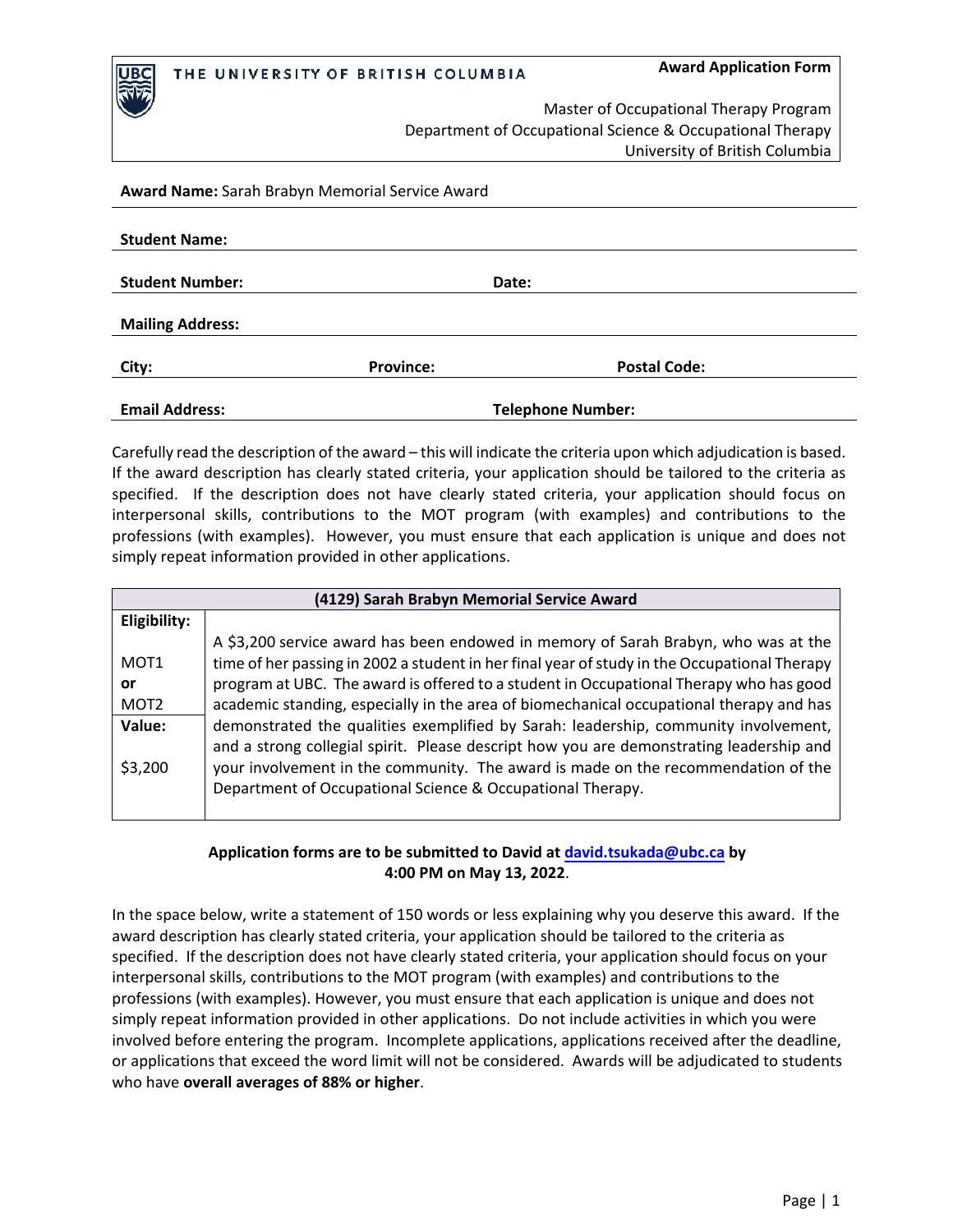THE UNIVERSITY OF BRITISH COLUMBIA

**Award Application Form**

Master of Occupational Therapy Program
Department of Occupational Science & Occupational Therapy
University of British Columbia

**Award Name:** Sarah Brabyn Memorial Service Award

**Student Name:**

**Student Number:** **Date:**

**Mailing Address:**

**City:** **Province:** **Postal Code:**

**Email Address:** **Telephone Number:**

Carefully read the description of the award – this will indicate the criteria upon which adjudication is based. If the award description has clearly stated criteria, your application should be tailored to the criteria as specified. If the description does not have clearly stated criteria, your application should focus on interpersonal skills, contributions to the MOT program (with examples) and contributions to the professions (with examples). However, you must ensure that each application is unique and does not simply repeat information provided in other applications.

| (4129) Sarah Brabyn Memorial Service Award | |
|---|---|
| **Eligibility:**<br><br>MOT1<br>**or**<br>MOT2 | A $3,200 service award has been endowed in memory of Sarah Brabyn, who was at the time of her passing in 2002 a student in her final year of study in the Occupational Therapy program at UBC. The award is offered to a student in Occupational Therapy who has good academic standing, especially in the area of biomechanical occupational therapy and has demonstrated the qualities exemplified by Sarah: leadership, community involvement, and a strong collegial spirit. Please descript how you are demonstrating leadership and your involvement in the community. The award is made on the recommendation of the Department of Occupational Science & Occupational Therapy. |
| **Value:**<br><br>$3,200 | |

**Application forms are to be submitted to David at [david.tsukada@ubc.ca](mailto:david.tsukada@ubc.ca) by 4:00 PM on May 13, 2022**.

In the space below, write a statement of 150 words or less explaining why you deserve this award. If the award description has clearly stated criteria, your application should be tailored to the criteria as specified. If the description does not have clearly stated criteria, your application should focus on your interpersonal skills, contributions to the MOT program (with examples) and contributions to the professions (with examples). However, you must ensure that each application is unique and does not simply repeat information provided in other applications. Do not include activities in which you were involved before entering the program. Incomplete applications, applications received after the deadline, or applications that exceed the word limit will not be considered. Awards will be adjudicated to students who have **overall averages of 88% or higher**.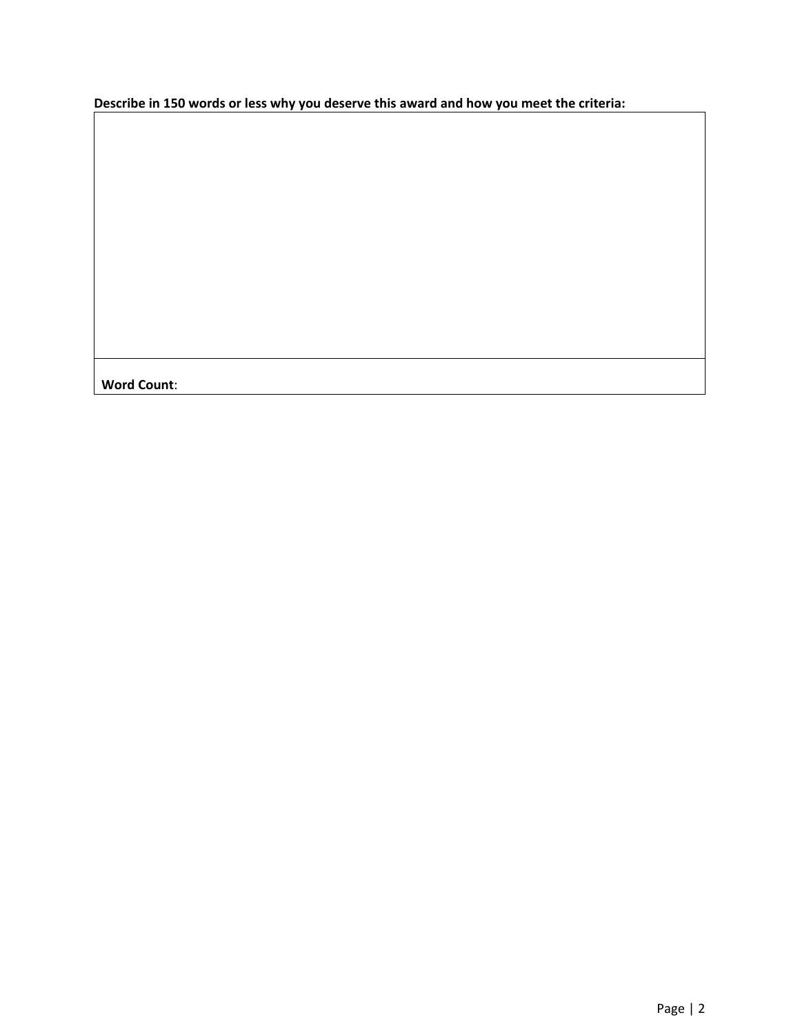**Describe in 150 words or less why you deserve this award and how you meet the criteria:**

| |
|---|
| |
| **Word Count**: |